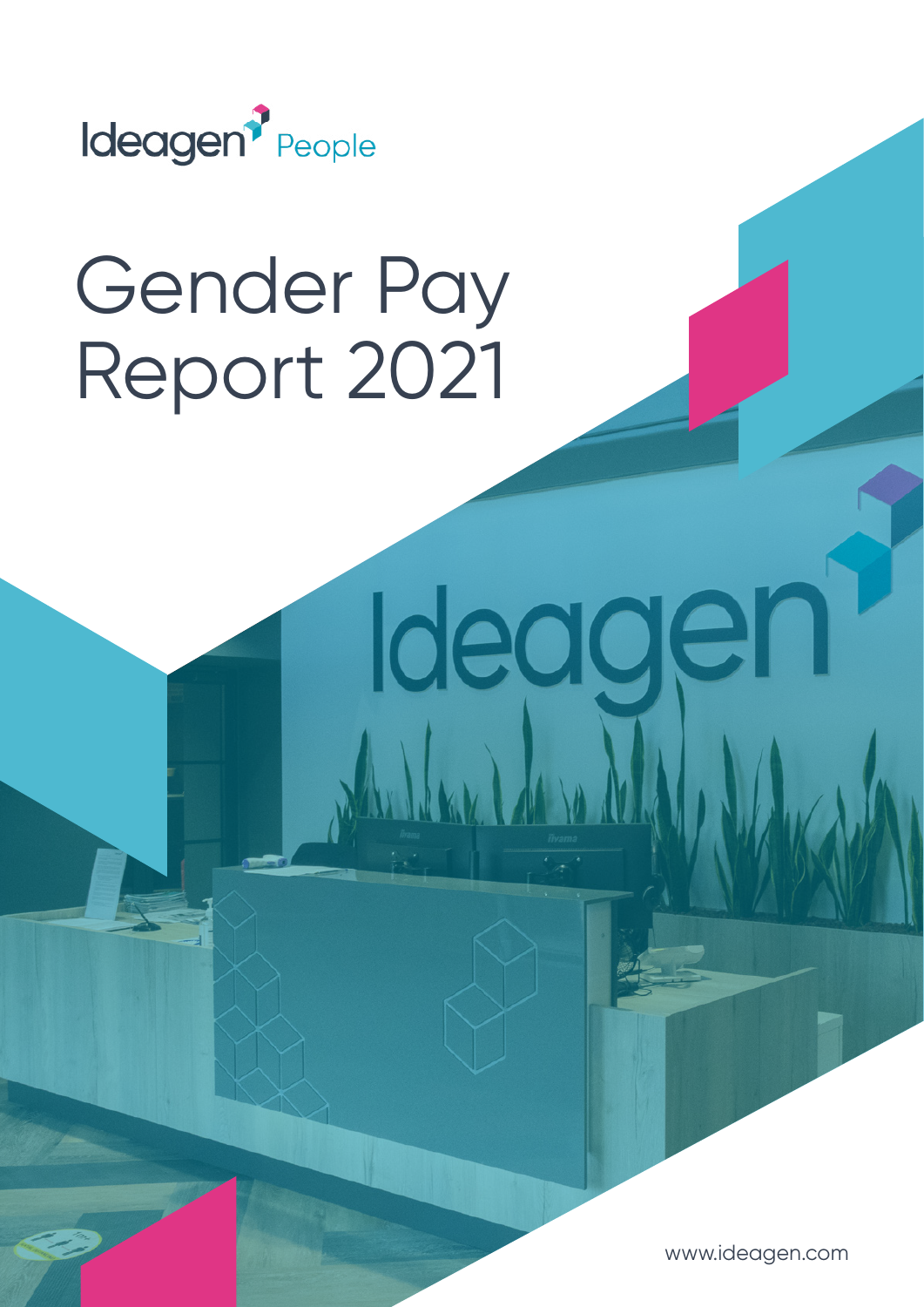Ideagen People

# Gender Pay Report 2021

www.ideagen.com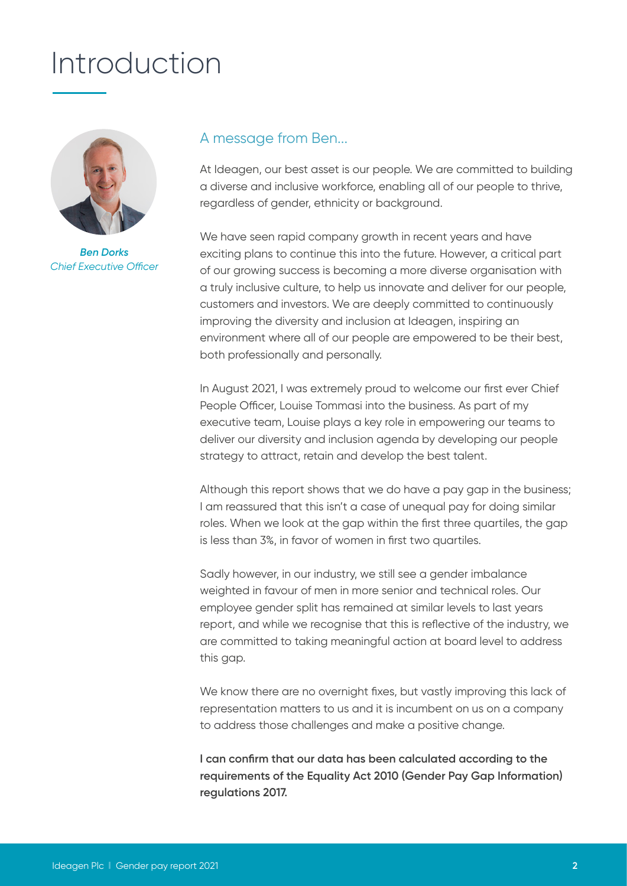# Introduction

***Ben Dorks***
*Chief Executive Officer*

## A message from Ben...

At Ideagen, our best asset is our people. We are committed to building a diverse and inclusive workforce, enabling all of our people to thrive, regardless of gender, ethnicity or background.

We have seen rapid company growth in recent years and have exciting plans to continue this into the future. However, a critical part of our growing success is becoming a more diverse organisation with a truly inclusive culture, to help us innovate and deliver for our people, customers and investors. We are deeply committed to continuously improving the diversity and inclusion at Ideagen, inspiring an environment where all of our people are empowered to be their best, both professionally and personally.

In August 2021, I was extremely proud to welcome our first ever Chief People Officer, Louise Tommasi into the business. As part of my executive team, Louise plays a key role in empowering our teams to deliver our diversity and inclusion agenda by developing our people strategy to attract, retain and develop the best talent.

Although this report shows that we do have a pay gap in the business; I am reassured that this isn't a case of unequal pay for doing similar roles. When we look at the gap within the first three quartiles, the gap is less than 3%, in favor of women in first two quartiles.

Sadly however, in our industry, we still see a gender imbalance weighted in favour of men in more senior and technical roles. Our employee gender split has remained at similar levels to last years report, and while we recognise that this is reflective of the industry, we are committed to taking meaningful action at board level to address this gap.

We know there are no overnight fixes, but vastly improving this lack of representation matters to us and it is incumbent on us on a company to address those challenges and make a positive change.

**I can confirm that our data has been calculated according to the requirements of the Equality Act 2010 (Gender Pay Gap Information) regulations 2017.**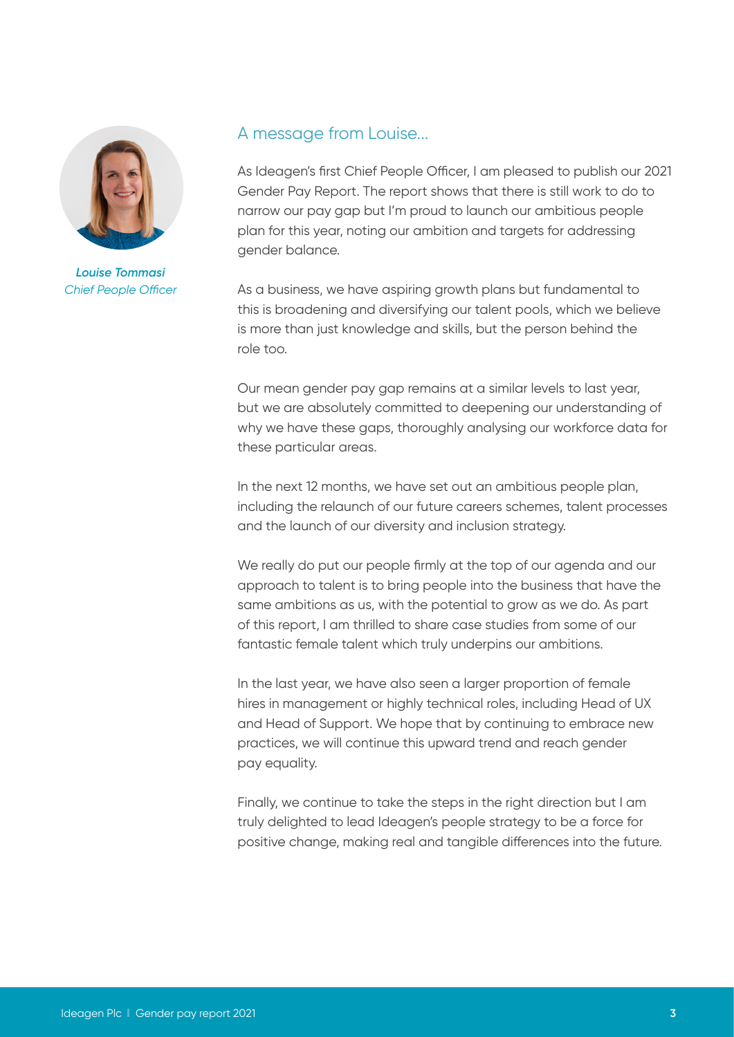*Louise Tommasi*
*Chief People Officer*

## A message from Louise...

As Ideagen's first Chief People Officer, I am pleased to publish our 2021 Gender Pay Report. The report shows that there is still work to do to narrow our pay gap but I'm proud to launch our ambitious people plan for this year, noting our ambition and targets for addressing gender balance.

As a business, we have aspiring growth plans but fundamental to this is broadening and diversifying our talent pools, which we believe is more than just knowledge and skills, but the person behind the role too.

Our mean gender pay gap remains at a similar levels to last year, but we are absolutely committed to deepening our understanding of why we have these gaps, thoroughly analysing our workforce data for these particular areas.

In the next 12 months, we have set out an ambitious people plan, including the relaunch of our future careers schemes, talent processes and the launch of our diversity and inclusion strategy.

We really do put our people firmly at the top of our agenda and our approach to talent is to bring people into the business that have the same ambitions as us, with the potential to grow as we do. As part of this report, I am thrilled to share case studies from some of our fantastic female talent which truly underpins our ambitions.

In the last year, we have also seen a larger proportion of female hires in management or highly technical roles, including Head of UX and Head of Support. We hope that by continuing to embrace new practices, we will continue this upward trend and reach gender pay equality.

Finally, we continue to take the steps in the right direction but I am truly delighted to lead Ideagen's people strategy to be a force for positive change, making real and tangible differences into the future.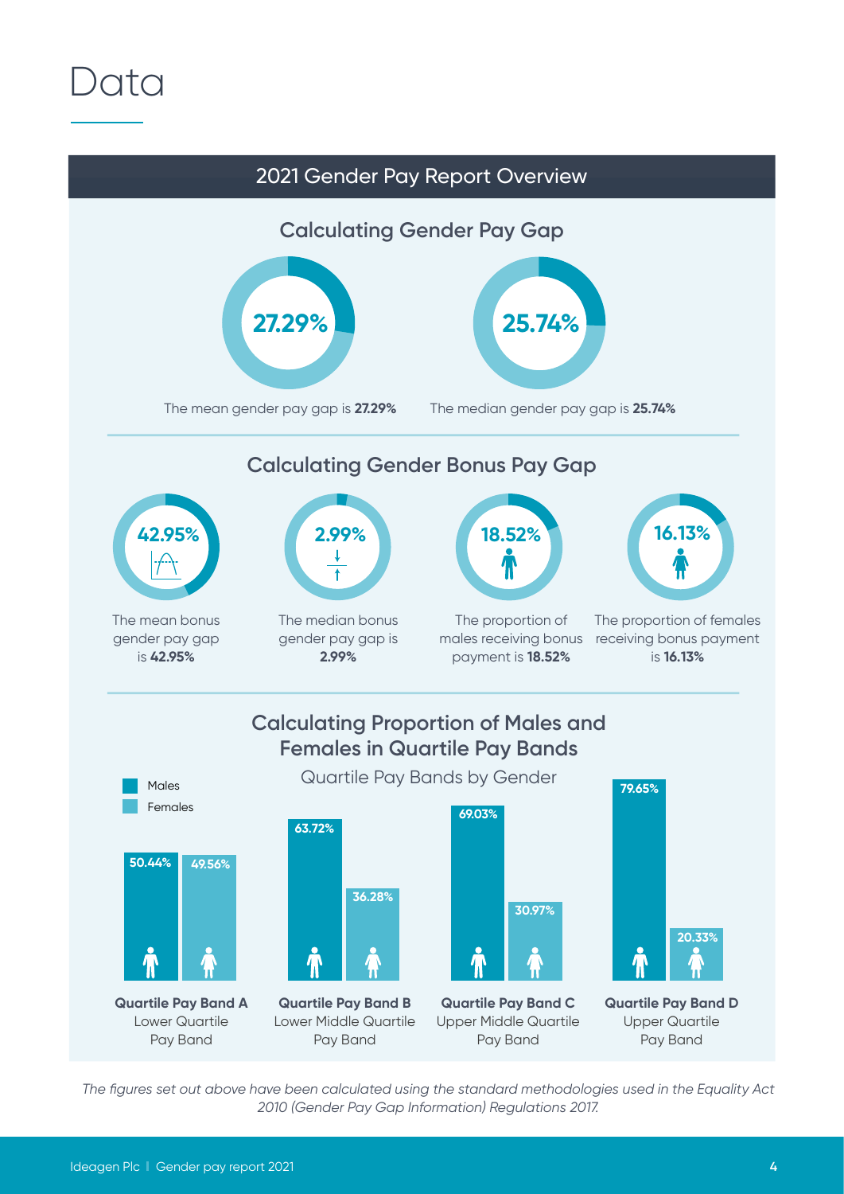# Data

## 2021 Gender Pay Report Overview

### Calculating Gender Pay Gap

**27.29%**

The mean gender pay gap is **27.29%**

**25.74%**

The median gender pay gap is **25.74%**

### Calculating Gender Bonus Pay Gap

**42.95%**

The mean bonus gender pay gap is **42.95%**

**2.99%**

The median bonus gender pay gap is **2.99%**

**18.52%**

The proportion of males receiving bonus payment is **18.52%**

**16.13%**

The proportion of females receiving bonus payment is **16.13%**

### Calculating Proportion of Males and Females in Quartile Pay Bands

Quartile Pay Bands by Gender

| Quartile Pay Band | Males | Females |
|---|---|---|
| **Quartile Pay Band A** Lower Quartile Pay Band | 50.44% | 49.56% |
| **Quartile Pay Band B** Lower Middle Quartile Pay Band | 63.72% | 36.28% |
| **Quartile Pay Band C** Upper Middle Quartile Pay Band | 69.03% | 30.97% |
| **Quartile Pay Band D** Upper Quartile Pay Band | 79.65% | 20.33% |

*The figures set out above have been calculated using the standard methodologies used in the Equality Act 2010 (Gender Pay Gap Information) Regulations 2017.*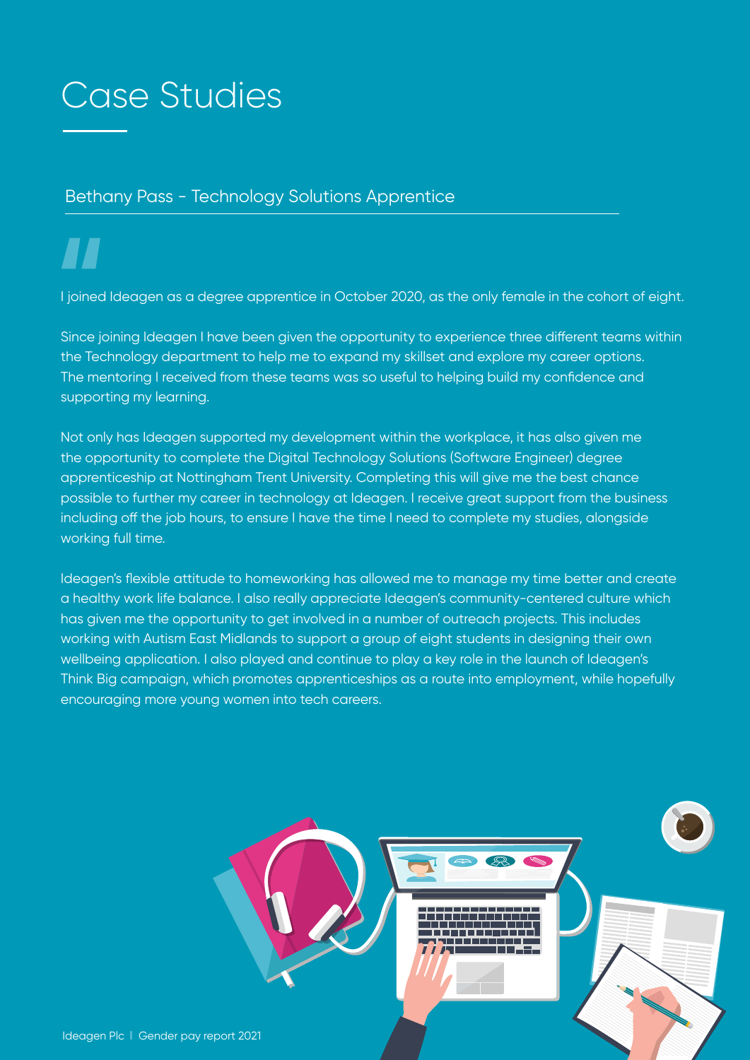# Case Studies

## Bethany Pass - Technology Solutions Apprentice

I joined Ideagen as a degree apprentice in October 2020, as the only female in the cohort of eight.

Since joining Ideagen I have been given the opportunity to experience three different teams within the Technology department to help me to expand my skillset and explore my career options. The mentoring I received from these teams was so useful to helping build my confidence and supporting my learning.

Not only has Ideagen supported my development within the workplace, it has also given me the opportunity to complete the Digital Technology Solutions (Software Engineer) degree apprenticeship at Nottingham Trent University. Completing this will give me the best chance possible to further my career in technology at Ideagen. I receive great support from the business including off the job hours, to ensure I have the time I need to complete my studies, alongside working full time.

Ideagen's flexible attitude to homeworking has allowed me to manage my time better and create a healthy work life balance. I also really appreciate Ideagen's community-centered culture which has given me the opportunity to get involved in a number of outreach projects. This includes working with Autism East Midlands to support a group of eight students in designing their own wellbeing application. I also played and continue to play a key role in the launch of Ideagen's Think Big campaign, which promotes apprenticeships as a route into employment, while hopefully encouraging more young women into tech careers.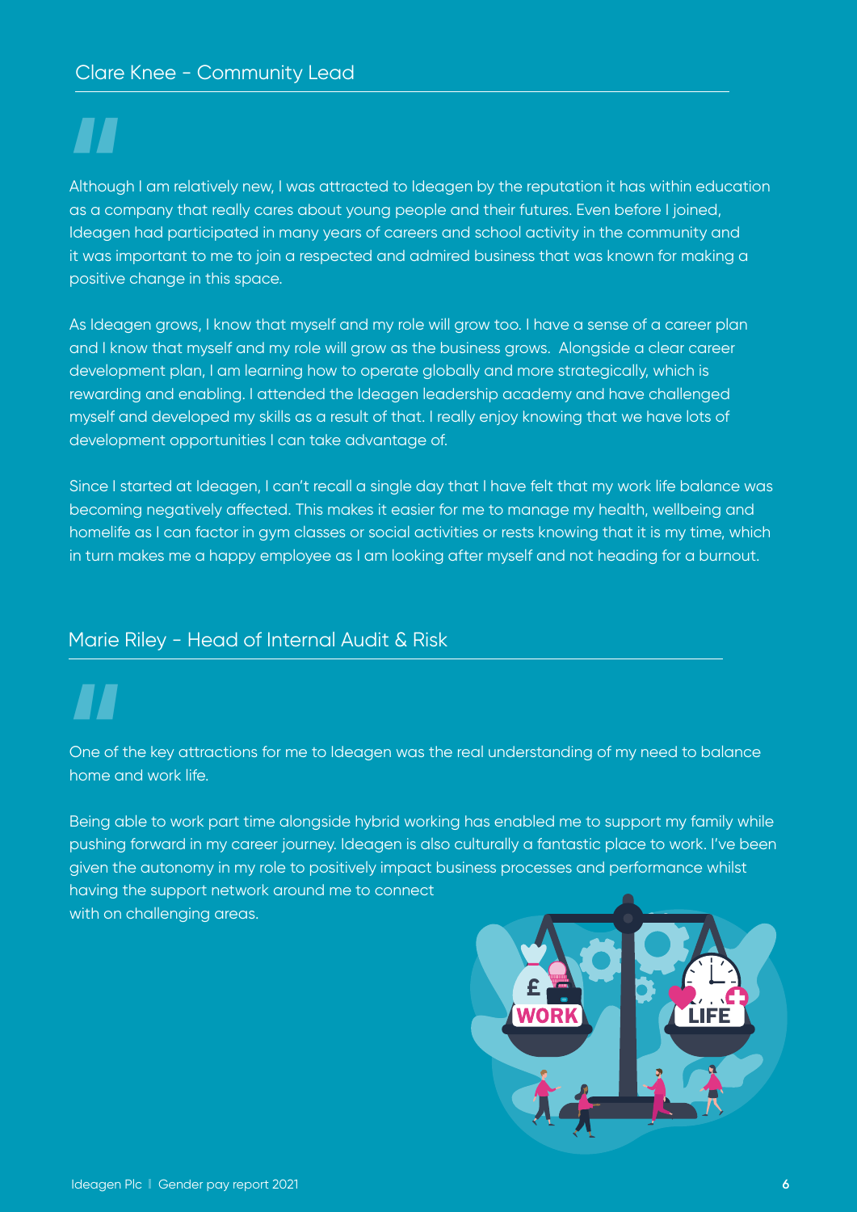## Clare Knee - Community Lead

Although I am relatively new, I was attracted to Ideagen by the reputation it has within education as a company that really cares about young people and their futures. Even before I joined, Ideagen had participated in many years of careers and school activity in the community and it was important to me to join a respected and admired business that was known for making a positive change in this space.

As Ideagen grows, I know that myself and my role will grow too. I have a sense of a career plan and I know that myself and my role will grow as the business grows. Alongside a clear career development plan, I am learning how to operate globally and more strategically, which is rewarding and enabling. I attended the Ideagen leadership academy and have challenged myself and developed my skills as a result of that. I really enjoy knowing that we have lots of development opportunities I can take advantage of.

Since I started at Ideagen, I can't recall a single day that I have felt that my work life balance was becoming negatively affected. This makes it easier for me to manage my health, wellbeing and homelife as I can factor in gym classes or social activities or rests knowing that it is my time, which in turn makes me a happy employee as I am looking after myself and not heading for a burnout.

## Marie Riley - Head of Internal Audit & Risk

One of the key attractions for me to Ideagen was the real understanding of my need to balance home and work life.

Being able to work part time alongside hybrid working has enabled me to support my family while pushing forward in my career journey. Ideagen is also culturally a fantastic place to work. I've been given the autonomy in my role to positively impact business processes and performance whilst having the support network around me to connect with on challenging areas.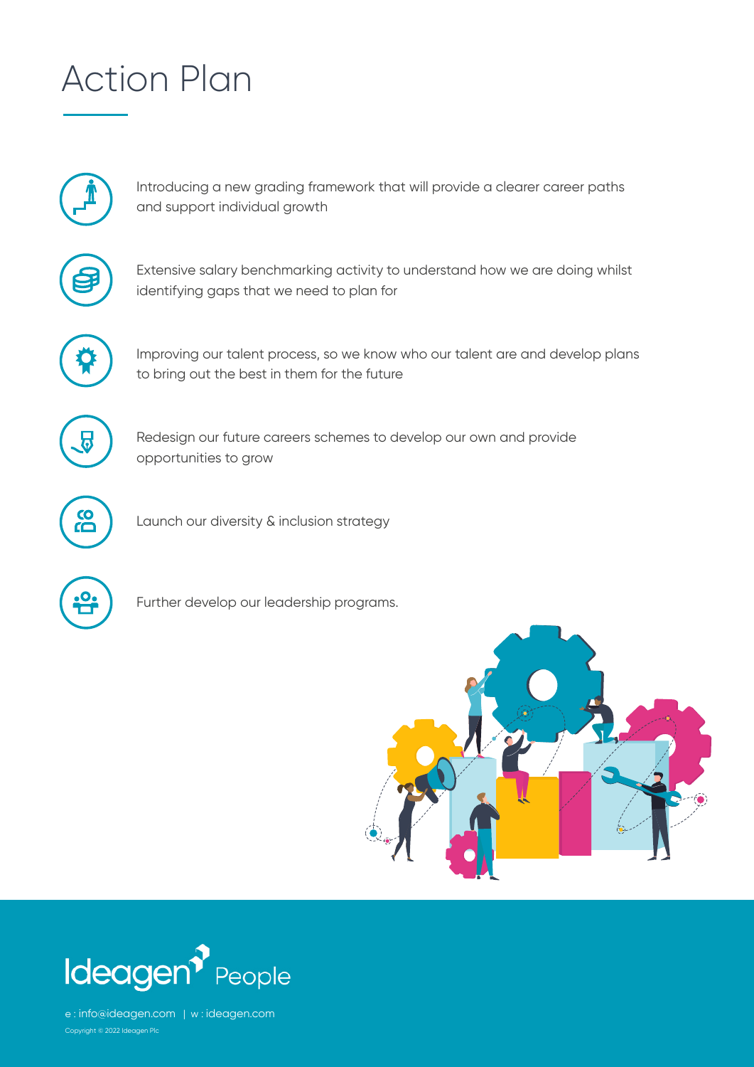# Action Plan

- Introducing a new grading framework that will provide a clearer career paths and support individual growth
- Extensive salary benchmarking activity to understand how we are doing whilst identifying gaps that we need to plan for
- Improving our talent process, so we know who our talent are and develop plans to bring out the best in them for the future
- Redesign our future careers schemes to develop our own and provide opportunities to grow
- Launch our diversity & inclusion strategy
- Further develop our leadership programs.

Ideagen People

e : info@ideagen.com | w : ideagen.com

Copyright © 2022 Ideagen Plc